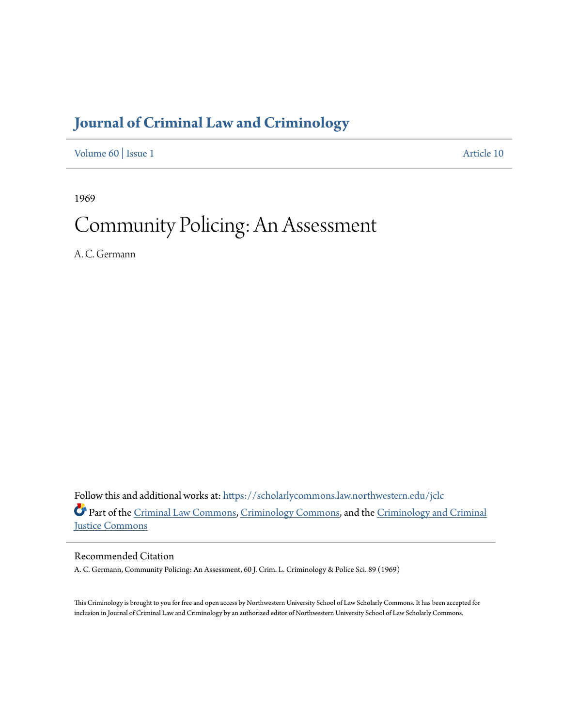# Journal of Criminal Law and Criminology

Volume 60 | Issue 1 Article 10

1969

# Community Policing: An Assessment

A. C. Germann

Follow this and additional works at: https://scholarlycommons.law.northwestern.edu/jclc

Part of the Criminal Law Commons, Criminology Commons, and the Criminology and Criminal Justice Commons

## Recommended Citation

A. C. Germann, Community Policing: An Assessment, 60 J. Crim. L. Criminology & Police Sci. 89 (1969)

This Criminology is brought to you for free and open access by Northwestern University School of Law Scholarly Commons. It has been accepted for inclusion in Journal of Criminal Law and Criminology by an authorized editor of Northwestern University School of Law Scholarly Commons.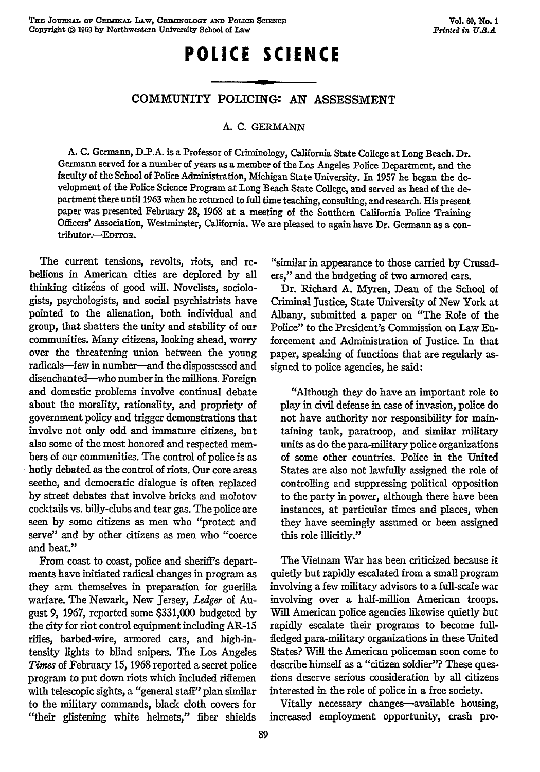# POLICE SCIENCE

## COMMUNITY POLICING: AN ASSESSMENT

A. C. GERMANN

A. C. Germann, D.P.A. is a Professor of Criminology, California State College at Long Beach. Dr. Germann served for a number of years as a member of the Los Angeles Police Department, and the faculty of the School of Police Administration, Michigan State University. In 1957 he began the development of the Police Science Program at Long Beach State College, and served as head of the department there until 1963 when he returned to full time teaching, consulting, and research. His present paper was presented February 28, 1968 at a meeting of the Southern California Police Training Officers' Association, Westminster, California. We are pleased to again have Dr. Germann as a contributor.—EDITOR.

The current tensions, revolts, riots, and rebellions in American cities are deplored by all thinking citizens of good will. Novelists, sociologists, psychologists, and social psychiatrists have pointed to the alienation, both individual and group, that shatters the unity and stability of our communities. Many citizens, looking ahead, worry over the threatening union between the young radicals—few in number—and the dispossessed and disenchanted—who number in the millions. Foreign and domestic problems involve continual debate about the morality, rationality, and propriety of government policy and trigger demonstrations that involve not only odd and immature citizens, but also some of the most honored and respected members of our communities. The control of police is as hotly debated as the control of riots. Our core areas seethe, and democratic dialogue is often replaced by street debates that involve bricks and molotov cocktails vs. billy-clubs and tear gas. The police are seen by some citizens as men who "protect and serve" and by other citizens as men who "coerce and beat."

From coast to coast, police and sheriff's departments have initiated radical changes in program as they arm themselves in preparation for guerilla warfare. The Newark, New Jersey, *Ledger* of August 9, 1967, reported some $331,000 budgeted by the city for riot control equipment including AR-15 rifles, barbed-wire, armored cars, and high-intensity lights to blind snipers. The Los Angeles *Times* of February 15, 1968 reported a secret police program to put down riots which included riflemen with telescopic sights, a "general staff" plan similar to the military commands, black cloth covers for "their glistening white helmets," fiber shields "similar in appearance to those carried by Crusaders," and the budgeting of two armored cars.

Dr. Richard A. Myren, Dean of the School of Criminal Justice, State University of New York at Albany, submitted a paper on "The Role of the Police" to the President's Commission on Law Enforcement and Administration of Justice. In that paper, speaking of functions that are regularly assigned to police agencies, he said:

> "Although they do have an important role to play in civil defense in case of invasion, police do not have authority nor responsibility for maintaining tank, paratroop, and similar military units as do the para-military police organizations of some other countries. Police in the United States are also not lawfully assigned the role of controlling and suppressing political opposition to the party in power, although there have been instances, at particular times and places, when they have seemingly assumed or been assigned this role illicitly."

The Vietnam War has been criticized because it quietly but rapidly escalated from a small program involving a few military advisors to a full-scale war involving over a half-million American troops. Will American police agencies likewise quietly but rapidly escalate their programs to become full-fledged para-military organizations in these United States? Will the American policeman soon come to describe himself as a "citizen soldier"? These questions deserve serious consideration by all citizens interested in the role of police in a free society.

Vitally necessary changes—available housing, increased employment opportunity, crash pro-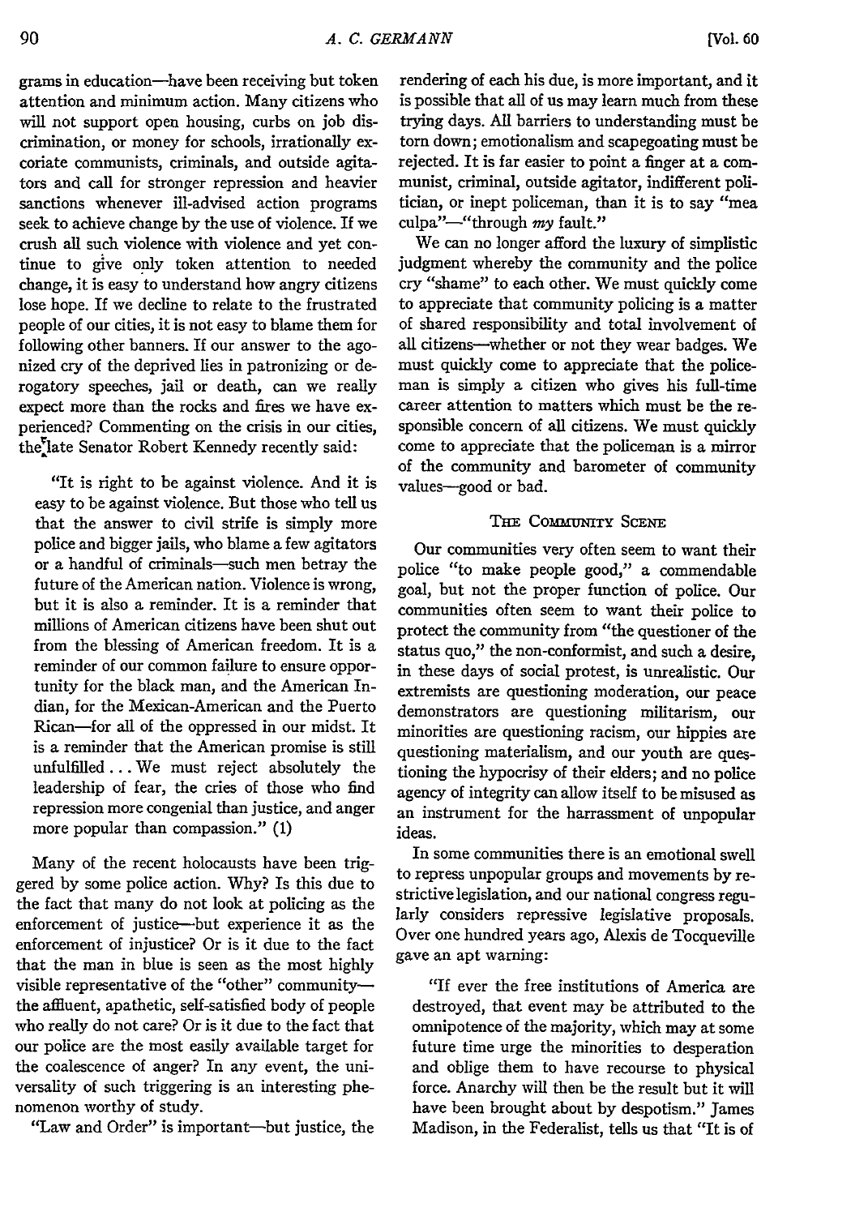grams in education—have been receiving but token attention and minimum action. Many citizens who will not support open housing, curbs on job discrimination, or money for schools, irrationally excoriate communists, criminals, and outside agitators and call for stronger repression and heavier sanctions whenever ill-advised action programs seek to achieve change by the use of violence. If we crush all such violence with violence and yet continue to give only token attention to needed change, it is easy to understand how angry citizens lose hope. If we decline to relate to the frustrated people of our cities, it is not easy to blame them for following other banners. If our answer to the agonized cry of the deprived lies in patronizing or derogatory speeches, jail or death, can we really expect more than the rocks and fires we have experienced? Commenting on the crisis in our cities, the late Senator Robert Kennedy recently said:

> "It is right to be against violence. And it is easy to be against violence. But those who tell us that the answer to civil strife is simply more police and bigger jails, who blame a few agitators or a handful of criminals—such men betray the future of the American nation. Violence is wrong, but it is also a reminder. It is a reminder that millions of American citizens have been shut out from the blessing of American freedom. It is a reminder of our common failure to ensure opportunity for the black man, and the American Indian, for the Mexican-American and the Puerto Rican—for all of the oppressed in our midst. It is a reminder that the American promise is still unfulfilled . . . We must reject absolutely the leadership of fear, the cries of those who find repression more congenial than justice, and anger more popular than compassion." (1)

Many of the recent holocausts have been triggered by some police action. Why? Is this due to the fact that many do not look at policing as the enforcement of justice—but experience it as the enforcement of injustice? Or is it due to the fact that the man in blue is seen as the most highly visible representative of the "other" community—the affluent, apathetic, self-satisfied body of people who really do not care? Or is it due to the fact that our police are the most easily available target for the coalescence of anger? In any event, the universality of such triggering is an interesting phenomenon worthy of study.

"Law and Order" is important—but justice, the rendering of each his due, is more important, and it is possible that all of us may learn much from these trying days. All barriers to understanding must be torn down; emotionalism and scapegoating must be rejected. It is far easier to point a finger at a communist, criminal, outside agitator, indifferent politician, or inept policeman, than it is to say "mea culpa"—"through *my* fault."

We can no longer afford the luxury of simplistic judgment whereby the community and the police cry "shame" to each other. We must quickly come to appreciate that community policing is a matter of shared responsibility and total involvement of all citizens—whether or not they wear badges. We must quickly come to appreciate that the policeman is simply a citizen who gives his full-time career attention to matters which must be the responsible concern of all citizens. We must quickly come to appreciate that the policeman is a mirror of the community and barometer of community values—good or bad.

## The Community Scene

Our communities very often seem to want their police "to make people good," a commendable goal, but not the proper function of police. Our communities often seem to want their police to protect the community from "the questioner of the status quo," the non-conformist, and such a desire, in these days of social protest, is unrealistic. Our extremists are questioning moderation, our peace demonstrators are questioning militarism, our minorities are questioning racism, our hippies are questioning materialism, and our youth are questioning the hypocrisy of their elders; and no police agency of integrity can allow itself to be misused as an instrument for the harrassment of unpopular ideas.

In some communities there is an emotional swell to repress unpopular groups and movements by restrictive legislation, and our national congress regularly considers repressive legislative proposals. Over one hundred years ago, Alexis de Tocqueville gave an apt warning:

> "If ever the free institutions of America are destroyed, that event may be attributed to the omnipotence of the majority, which may at some future time urge the minorities to desperation and oblige them to have recourse to physical force. Anarchy will then be the result but it will have been brought about by despotism." James Madison, in the Federalist, tells us that "It is of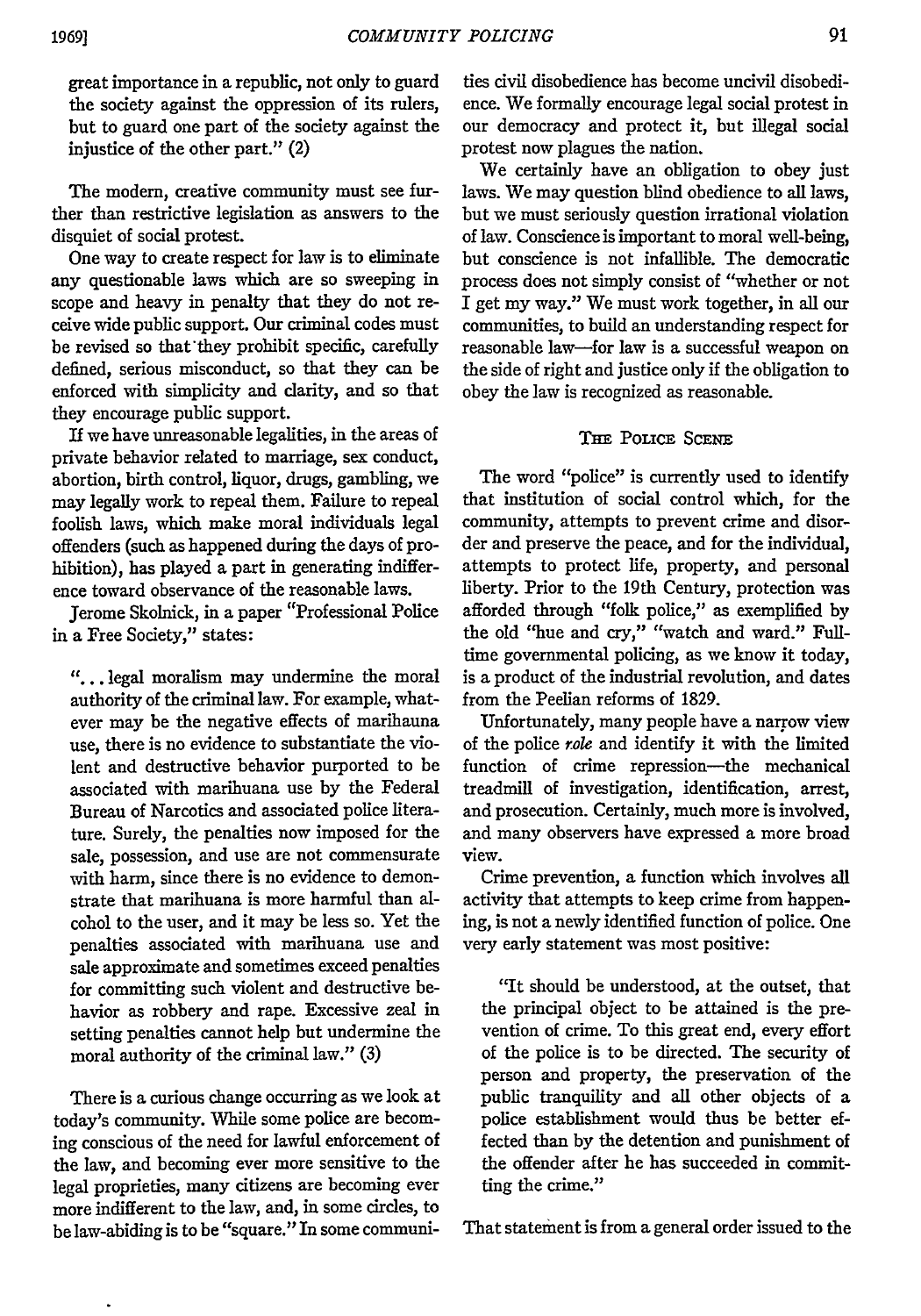great importance in a republic, not only to guard the society against the oppression of its rulers, but to guard one part of the society against the injustice of the other part." (2)

The modern, creative community must see further than restrictive legislation as answers to the disquiet of social protest.

One way to create respect for law is to eliminate any questionable laws which are so sweeping in scope and heavy in penalty that they do not receive wide public support. Our criminal codes must be revised so that they prohibit specific, carefully defined, serious misconduct, so that they can be enforced with simplicity and clarity, and so that they encourage public support.

If we have unreasonable legalities, in the areas of private behavior related to marriage, sex conduct, abortion, birth control, liquor, drugs, gambling, we may legally work to repeal them. Failure to repeal foolish laws, which make moral individuals legal offenders (such as happened during the days of prohibition), has played a part in generating indifference toward observance of the reasonable laws.

Jerome Skolnick, in a paper "Professional Police in a Free Society," states:

> "... legal moralism may undermine the moral authority of the criminal law. For example, whatever may be the negative effects of marihauna use, there is no evidence to substantiate the violent and destructive behavior purported to be associated with marihuana use by the Federal Bureau of Narcotics and associated police literature. Surely, the penalties now imposed for the sale, possession, and use are not commensurate with harm, since there is no evidence to demonstrate that marihuana is more harmful than alcohol to the user, and it may be less so. Yet the penalties associated with marihuana use and sale approximate and sometimes exceed penalties for committing such violent and destructive behavior as robbery and rape. Excessive zeal in setting penalties cannot help but undermine the moral authority of the criminal law." (3)

There is a curious change occurring as we look at today's community. While some police are becoming conscious of the need for lawful enforcement of the law, and becoming ever more sensitive to the legal proprieties, many citizens are becoming ever more indifferent to the law, and, in some circles, to be law-abiding is to be "square." In some communities civil disobedience has become uncivil disobedience. We formally encourage legal social protest in our democracy and protect it, but illegal social protest now plagues the nation.

We certainly have an obligation to obey just laws. We may question blind obedience to all laws, but we must seriously question irrational violation of law. Conscience is important to moral well-being, but conscience is not infallible. The democratic process does not simply consist of "whether or not I get my way." We must work together, in all our communities, to build an understanding respect for reasonable law—for law is a successful weapon on the side of right and justice only if the obligation to obey the law is recognized as reasonable.

## THE POLICE SCENE

The word "police" is currently used to identify that institution of social control which, for the community, attempts to prevent crime and disorder and preserve the peace, and for the individual, attempts to protect life, property, and personal liberty. Prior to the 19th Century, protection was afforded through "folk police," as exemplified by the old "hue and cry," "watch and ward." Full-time governmental policing, as we know it today, is a product of the industrial revolution, and dates from the Peelian reforms of 1829.

Unfortunately, many people have a narrow view of the police *role* and identify it with the limited function of crime repression—the mechanical treadmill of investigation, identification, arrest, and prosecution. Certainly, much more is involved, and many observers have expressed a more broad view.

Crime prevention, a function which involves all activity that attempts to keep crime from happening, is not a newly identified function of police. One very early statement was most positive:

> "It should be understood, at the outset, that the principal object to be attained is the prevention of crime. To this great end, every effort of the police is to be directed. The security of person and property, the preservation of the public tranquility and all other objects of a police establishment would thus be better effected than by the detention and punishment of the offender after he has succeeded in committing the crime."

That statement is from a general order issued to the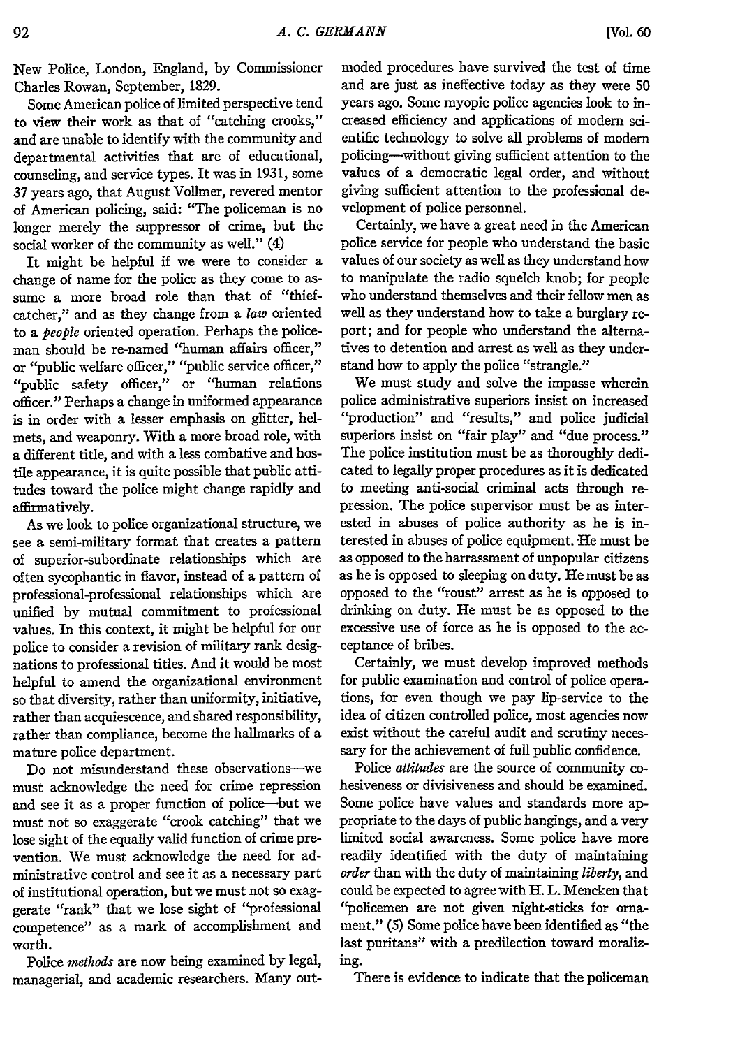New Police, London, England, by Commissioner Charles Rowan, September, 1829.

Some American police of limited perspective tend to view their work as that of "catching crooks," and are unable to identify with the community and departmental activities that are of educational, counseling, and service types. It was in 1931, some 37 years ago, that August Vollmer, revered mentor of American policing, said: "The policeman is no longer merely the suppressor of crime, but the social worker of the community as well." (4)

It might be helpful if we were to consider a change of name for the police as they come to assume a more broad role than that of "thief-catcher," and as they change from a *law* oriented to a *people* oriented operation. Perhaps the policeman should be re-named "human affairs officer," or "public welfare officer," "public service officer," "public safety officer," or "human relations officer." Perhaps a change in uniformed appearance is in order with a lesser emphasis on glitter, helmets, and weaponry. With a more broad role, with a different title, and with a less combative and hostile appearance, it is quite possible that public attitudes toward the police might change rapidly and affirmatively.

As we look to police organizational structure, we see a semi-military format that creates a pattern of superior-subordinate relationships which are often sycophantic in flavor, instead of a pattern of professional-professional relationships which are unified by mutual commitment to professional values. In this context, it might be helpful for our police to consider a revision of military rank designations to professional titles. And it would be most helpful to amend the organizational environment so that diversity, rather than uniformity, initiative, rather than acquiescence, and shared responsibility, rather than compliance, become the hallmarks of a mature police department.

Do not misunderstand these observations—we must acknowledge the need for crime repression and see it as a proper function of police—but we must not so exaggerate "crook catching" that we lose sight of the equally valid function of crime prevention. We must acknowledge the need for administrative control and see it as a necessary part of institutional operation, but we must not so exaggerate "rank" that we lose sight of "professional competence" as a mark of accomplishment and worth.

Police *methods* are now being examined by legal, managerial, and academic researchers. Many outmoded procedures have survived the test of time and are just as ineffective today as they were 50 years ago. Some myopic police agencies look to increased efficiency and applications of modern scientific technology to solve all problems of modern policing—without giving sufficient attention to the values of a democratic legal order, and without giving sufficient attention to the professional development of police personnel.

Certainly, we have a great need in the American police service for people who understand the basic values of our society as well as they understand how to manipulate the radio squelch knob; for people who understand themselves and their fellow men as well as they understand how to take a burglary report; and for people who understand the alternatives to detention and arrest as well as they understand how to apply the police "strangle."

We must study and solve the impasse wherein police administrative superiors insist on increased "production" and "results," and police judicial superiors insist on "fair play" and "due process." The police institution must be as thoroughly dedicated to legally proper procedures as it is dedicated to meeting anti-social criminal acts through repression. The police supervisor must be as interested in abuses of police authority as he is interested in abuses of police equipment. He must be as opposed to the harrassment of unpopular citizens as he is opposed to sleeping on duty. He must be as opposed to the "roust" arrest as he is opposed to drinking on duty. He must be as opposed to the excessive use of force as he is opposed to the acceptance of bribes.

Certainly, we must develop improved methods for public examination and control of police operations, for even though we pay lip-service to the idea of citizen controlled police, most agencies now exist without the careful audit and scrutiny necessary for the achievement of full public confidence.

Police *attitudes* are the source of community cohesiveness or divisiveness and should be examined. Some police have values and standards more appropriate to the days of public hangings, and a very limited social awareness. Some police have more readily identified with the duty of maintaining *order* than with the duty of maintaining *liberty*, and could be expected to agree with H. L. Mencken that "policemen are not given night-sticks for ornament." (5) Some police have been identified as "the last puritans" with a predilection toward moralizing.

There is evidence to indicate that the policeman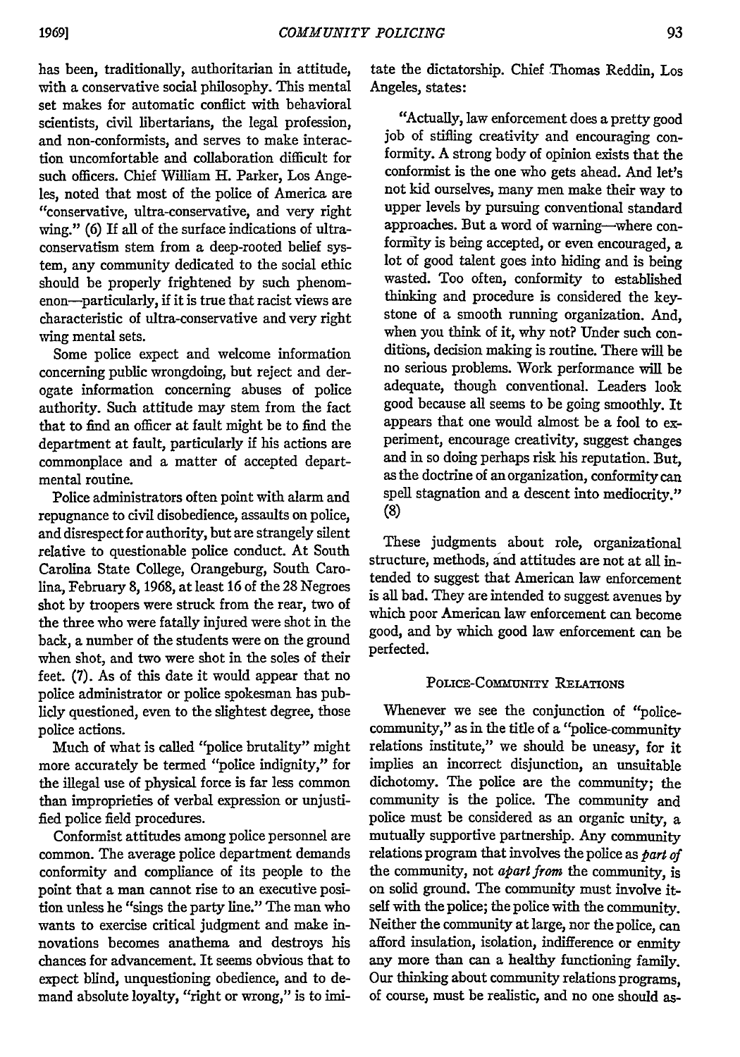has been, traditionally, authoritarian in attitude, with a conservative social philosophy. This mental set makes for automatic conflict with behavioral scientists, civil libertarians, the legal profession, and non-conformists, and serves to make interaction uncomfortable and collaboration difficult for such officers. Chief William H. Parker, Los Angeles, noted that most of the police of America are "conservative, ultra-conservative, and very right wing." (6) If all of the surface indications of ultra-conservatism stem from a deep-rooted belief system, any community dedicated to the social ethic should be properly frightened by such phenomenon—particularly, if it is true that racist views are characteristic of ultra-conservative and very right wing mental sets.

Some police expect and welcome information concerning public wrongdoing, but reject and derogate information concerning abuses of police authority. Such attitude may stem from the fact that to find an officer at fault might be to find the department at fault, particularly if his actions are commonplace and a matter of accepted departmental routine.

Police administrators often point with alarm and repugnance to civil disobedience, assaults on police, and disrespect for authority, but are strangely silent relative to questionable police conduct. At South Carolina State College, Orangeburg, South Carolina, February 8, 1968, at least 16 of the 28 Negroes shot by troopers were struck from the rear, two of the three who were fatally injured were shot in the back, a number of the students were on the ground when shot, and two were shot in the soles of their feet. (7). As of this date it would appear that no police administrator or police spokesman has publicly questioned, even to the slightest degree, those police actions.

Much of what is called "police brutality" might more accurately be termed "police indignity," for the illegal use of physical force is far less common than improprieties of verbal expression or unjustified police field procedures.

Conformist attitudes among police personnel are common. The average police department demands conformity and compliance of its people to the point that a man cannot rise to an executive position unless he "sings the party line." The man who wants to exercise critical judgment and make innovations becomes anathema and destroys his chances for advancement. It seems obvious that to expect blind, unquestioning obedience, and to demand absolute loyalty, "right or wrong," is to imitate the dictatorship. Chief Thomas Reddin, Los Angeles, states:

> "Actually, law enforcement does a pretty good job of stifling creativity and encouraging conformity. A strong body of opinion exists that the conformist is the one who gets ahead. And let's not kid ourselves, many men make their way to upper levels by pursuing conventional standard approaches. But a word of warning—where conformity is being accepted, or even encouraged, a lot of good talent goes into hiding and is being wasted. Too often, conformity to established thinking and procedure is considered the keystone of a smooth running organization. And, when you think of it, why not? Under such conditions, decision making is routine. There will be no serious problems. Work performance will be adequate, though conventional. Leaders look good because all seems to be going smoothly. It appears that one would almost be a fool to experiment, encourage creativity, suggest changes and in so doing perhaps risk his reputation. But, as the doctrine of an organization, conformity can spell stagnation and a descent into mediocrity." (8)

These judgments about role, organizational structure, methods, and attitudes are not at all intended to suggest that American law enforcement is all bad. They are intended to suggest avenues by which poor American law enforcement can become good, and by which good law enforcement can be perfected.

## Police-Community Relations

Whenever we see the conjunction of "police-community," as in the title of a "police-community relations institute," we should be uneasy, for it implies an incorrect disjunction, an unsuitable dichotomy. The police are the community; the community is the police. The community and police must be considered as an organic unity, a mutually supportive partnership. Any community relations program that involves the police as *part of* the community, not *apart from* the community, is on solid ground. The community must involve itself with the police; the police with the community. Neither the community at large, nor the police, can afford insulation, isolation, indifference or enmity any more than can a healthy functioning family. Our thinking about community relations programs, of course, must be realistic, and no one should as-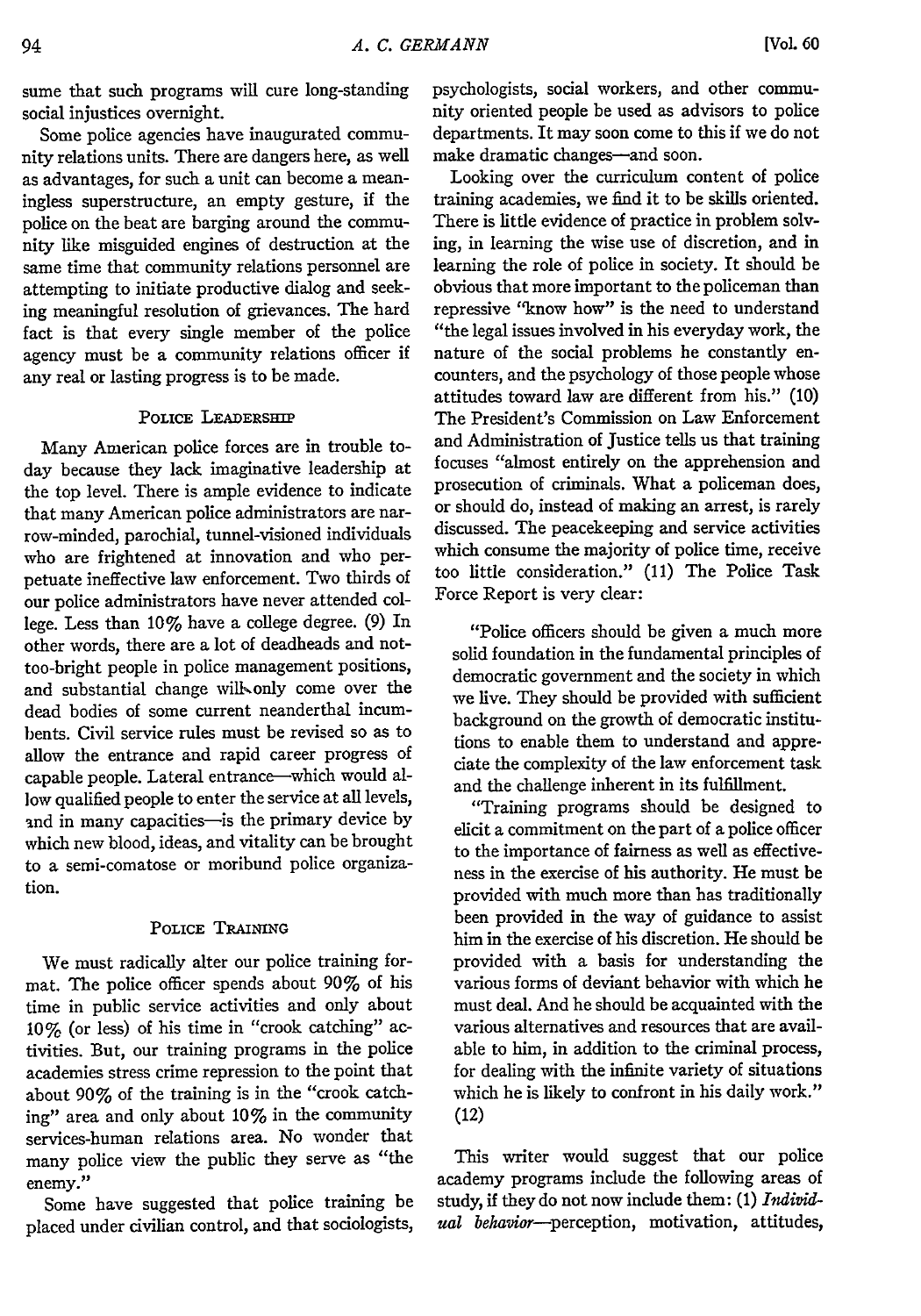sume that such programs will cure long-standing social injustices overnight.

Some police agencies have inaugurated community relations units. There are dangers here, as well as advantages, for such a unit can become a meaningless superstructure, an empty gesture, if the police on the beat are barging around the community like misguided engines of destruction at the same time that community relations personnel are attempting to initiate productive dialog and seeking meaningful resolution of grievances. The hard fact is that every single member of the police agency must be a community relations officer if any real or lasting progress is to be made.

## Police Leadership

Many American police forces are in trouble today because they lack imaginative leadership at the top level. There is ample evidence to indicate that many American police administrators are narrow-minded, parochial, tunnel-visioned individuals who are frightened at innovation and who perpetuate ineffective law enforcement. Two thirds of our police administrators have never attended college. Less than 10% have a college degree. (9) In other words, there are a lot of deadheads and not-too-bright people in police management positions, and substantial change will only come over the dead bodies of some current neanderthal incumbents. Civil service rules must be revised so as to allow the entrance and rapid career progress of capable people. Lateral entrance—which would allow qualified people to enter the service at all levels, and in many capacities—is the primary device by which new blood, ideas, and vitality can be brought to a semi-comatose or moribund police organization.

## Police Training

We must radically alter our police training format. The police officer spends about 90% of his time in public service activities and only about 10% (or less) of his time in "crook catching" activities. But, our training programs in the police academies stress crime repression to the point that about 90% of the training is in the "crook catching" area and only about 10% in the community services-human relations area. No wonder that many police view the public they serve as "the enemy."

Some have suggested that police training be placed under civilian control, and that sociologists, psychologists, social workers, and other community oriented people be used as advisors to police departments. It may soon come to this if we do not make dramatic changes—and soon.

Looking over the curriculum content of police training academies, we find it to be skills oriented. There is little evidence of practice in problem solving, in learning the wise use of discretion, and in learning the role of police in society. It should be obvious that more important to the policeman than repressive "know how" is the need to understand "the legal issues involved in his everyday work, the nature of the social problems he constantly encounters, and the psychology of those people whose attitudes toward law are different from his." (10) The President's Commission on Law Enforcement and Administration of Justice tells us that training focuses "almost entirely on the apprehension and prosecution of criminals. What a policeman does, or should do, instead of making an arrest, is rarely discussed. The peacekeeping and service activities which consume the majority of police time, receive too little consideration." (11) The Police Task Force Report is very clear:

> "Police officers should be given a much more solid foundation in the fundamental principles of democratic government and the society in which we live. They should be provided with sufficient background on the growth of democratic institutions to enable them to understand and appreciate the complexity of the law enforcement task and the challenge inherent in its fulfillment.
>
> "Training programs should be designed to elicit a commitment on the part of a police officer to the importance of fairness as well as effectiveness in the exercise of his authority. He must be provided with much more than has traditionally been provided in the way of guidance to assist him in the exercise of his discretion. He should be provided with a basis for understanding the various forms of deviant behavior with which he must deal. And he should be acquainted with the various alternatives and resources that are available to him, in addition to the criminal process, for dealing with the infinite variety of situations which he is likely to confront in his daily work." (12)

This writer would suggest that our police academy programs include the following areas of study, if they do not now include them: (1) *Individual behavior*—perception, motivation, attitudes,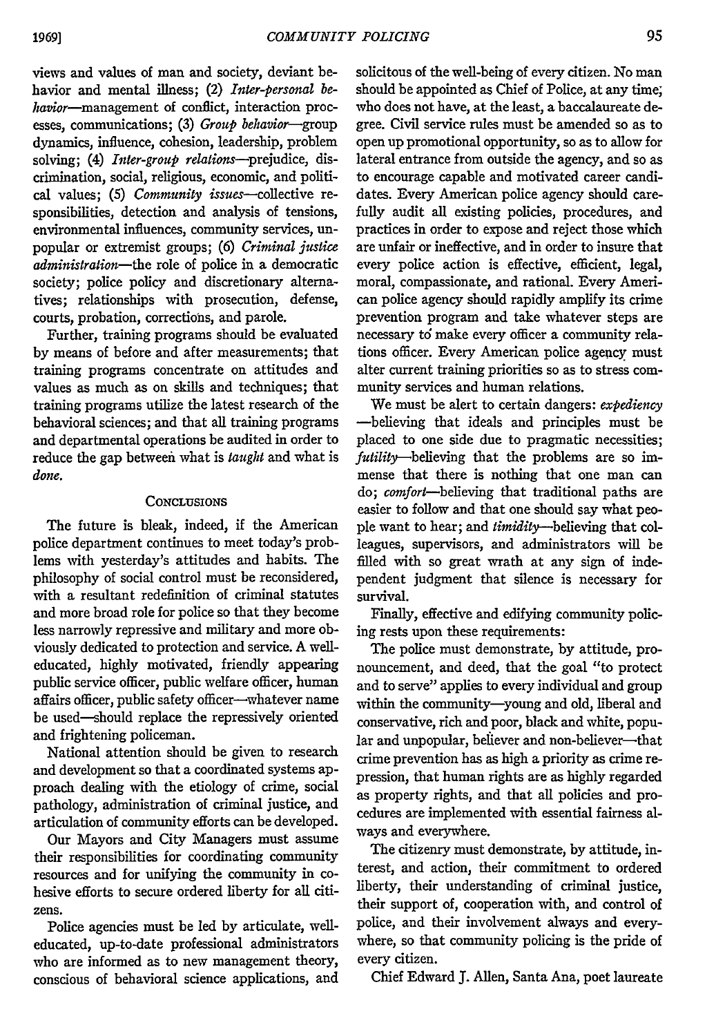views and values of man and society, deviant behavior and mental illness; (2) *Inter-personal behavior*—management of conflict, interaction processes, communications; (3) *Group behavior*—group dynamics, influence, cohesion, leadership, problem solving; (4) *Inter-group relations*—prejudice, discrimination, social, religious, economic, and political values; (5) *Community issues*—collective responsibilities, detection and analysis of tensions, environmental influences, community services, unpopular or extremist groups; (6) *Criminal justice administration*—the role of police in a democratic society; police policy and discretionary alternatives; relationships with prosecution, defense, courts, probation, corrections, and parole.

Further, training programs should be evaluated by means of before and after measurements; that training programs concentrate on attitudes and values as much as on skills and techniques; that training programs utilize the latest research of the behavioral sciences; and that all training programs and departmental operations be audited in order to reduce the gap between what is *taught* and what is *done*.

## Conclusions

The future is bleak, indeed, if the American police department continues to meet today's problems with yesterday's attitudes and habits. The philosophy of social control must be reconsidered, with a resultant redefinition of criminal statutes and more broad role for police so that they become less narrowly repressive and military and more obviously dedicated to protection and service. A well-educated, highly motivated, friendly appearing public service officer, public welfare officer, human affairs officer, public safety officer—whatever name be used—should replace the repressively oriented and frightening policeman.

National attention should be given to research and development so that a coordinated systems approach dealing with the etiology of crime, social pathology, administration of criminal justice, and articulation of community efforts can be developed.

Our Mayors and City Managers must assume their responsibilities for coordinating community resources and for unifying the community in cohesive efforts to secure ordered liberty for all citizens.

Police agencies must be led by articulate, well-educated, up-to-date professional administrators who are informed as to new management theory, conscious of behavioral science applications, and solicitous of the well-being of every citizen. No man should be appointed as Chief of Police, at any time, who does not have, at the least, a baccalaureate degree. Civil service rules must be amended so as to open up promotional opportunity, so as to allow for lateral entrance from outside the agency, and so as to encourage capable and motivated career candidates. Every American police agency should carefully audit all existing policies, procedures, and practices in order to expose and reject those which are unfair or ineffective, and in order to insure that every police action is effective, efficient, legal, moral, compassionate, and rational. Every American police agency should rapidly amplify its crime prevention program and take whatever steps are necessary to make every officer a community relations officer. Every American police agency must alter current training priorities so as to stress community services and human relations.

We must be alert to certain dangers: *expediency*—believing that ideals and principles must be placed to one side due to pragmatic necessities; *futility*—believing that the problems are so immense that there is nothing that one man can do; *comfort*—believing that traditional paths are easier to follow and that one should say what people want to hear; and *timidity*—believing that colleagues, supervisors, and administrators will be filled with so great wrath at any sign of independent judgment that silence is necessary for survival.

Finally, effective and edifying community policing rests upon these requirements:

The police must demonstrate, by attitude, pronouncement, and deed, that the goal "to protect and to serve" applies to every individual and group within the community—young and old, liberal and conservative, rich and poor, black and white, popular and unpopular, believer and non-believer—that crime prevention has as high a priority as crime repression, that human rights are as highly regarded as property rights, and that all policies and procedures are implemented with essential fairness always and everywhere.

The citizenry must demonstrate, by attitude, interest, and action, their commitment to ordered liberty, their understanding of criminal justice, their support of, cooperation with, and control of police, and their involvement always and everywhere, so that community policing is the pride of every citizen.

Chief Edward J. Allen, Santa Ana, poet laureate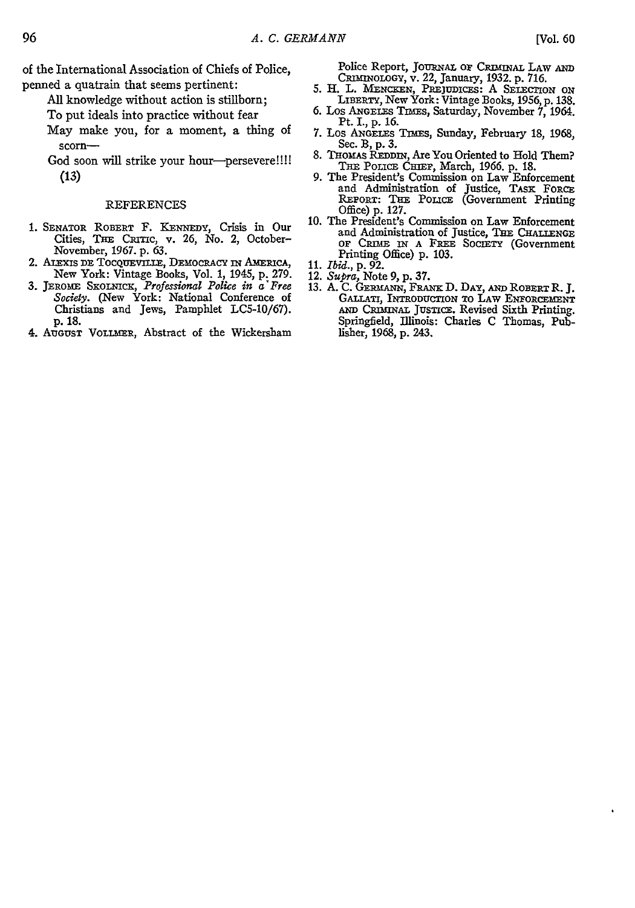of the International Association of Chiefs of Police, penned a quatrain that seems pertinent:

All knowledge without action is stillborn;
To put ideals into practice without fear
May make you, for a moment, a thing of scorn—
God soon will strike your hour—persevere!!!! (13)

## REFERENCES

1. SENATOR ROBERT F. KENNEDY, Crisis in Our Cities, THE CRITIC, v. 26, No. 2, October-November, 1967. p. 63.
2. ALEXIS DE TOCQUEVILLE, DEMOCRACY IN AMERICA, New York: Vintage Books, Vol. 1, 1945, p. 279.
3. JEROME SKOLNICK, *Professional Police in a Free Society*. (New York: National Conference of Christians and Jews, Pamphlet LC5-10/67). p. 18.
4. AUGUST VOLLMER, Abstract of the Wickersham Police Report, JOURNAL OF CRIMINAL LAW AND CRIMINOLOGY, v. 22, January, 1932. p. 716.
5. H. L. MENCKEN, PREJUDICES: A SELECTION ON LIBERTY, New York: Vintage Books, 1956, p. 138.
6. LOS ANGELES TIMES, Saturday, November 7, 1964. Pt. I., p. 16.
7. LOS ANGELES TIMES, Sunday, February 18, 1968, Sec. B, p. 3.
8. THOMAS REDDIN, Are You Oriented to Hold Them? THE POLICE CHIEF, March, 1966. p. 18.
9. The President's Commission on Law Enforcement and Administration of Justice, TASK FORCE REPORT: THE POLICE (Government Printing Office) p. 127.
10. The President's Commission on Law Enforcement and Administration of Justice, THE CHALLENGE OF CRIME IN A FREE SOCIETY (Government Printing Office) p. 103.
11. *Ibid*., p. 92.
12. *Supra*, Note 9, p. 37.
13. A. C. GERMANN, FRANK D. DAY, AND ROBERT R. J. GALLATI, INTRODUCTION TO LAW ENFORCEMENT AND CRIMINAL JUSTICE. Revised Sixth Printing. Springfield, Illinois: Charles C Thomas, Publisher, 1968, p. 243.